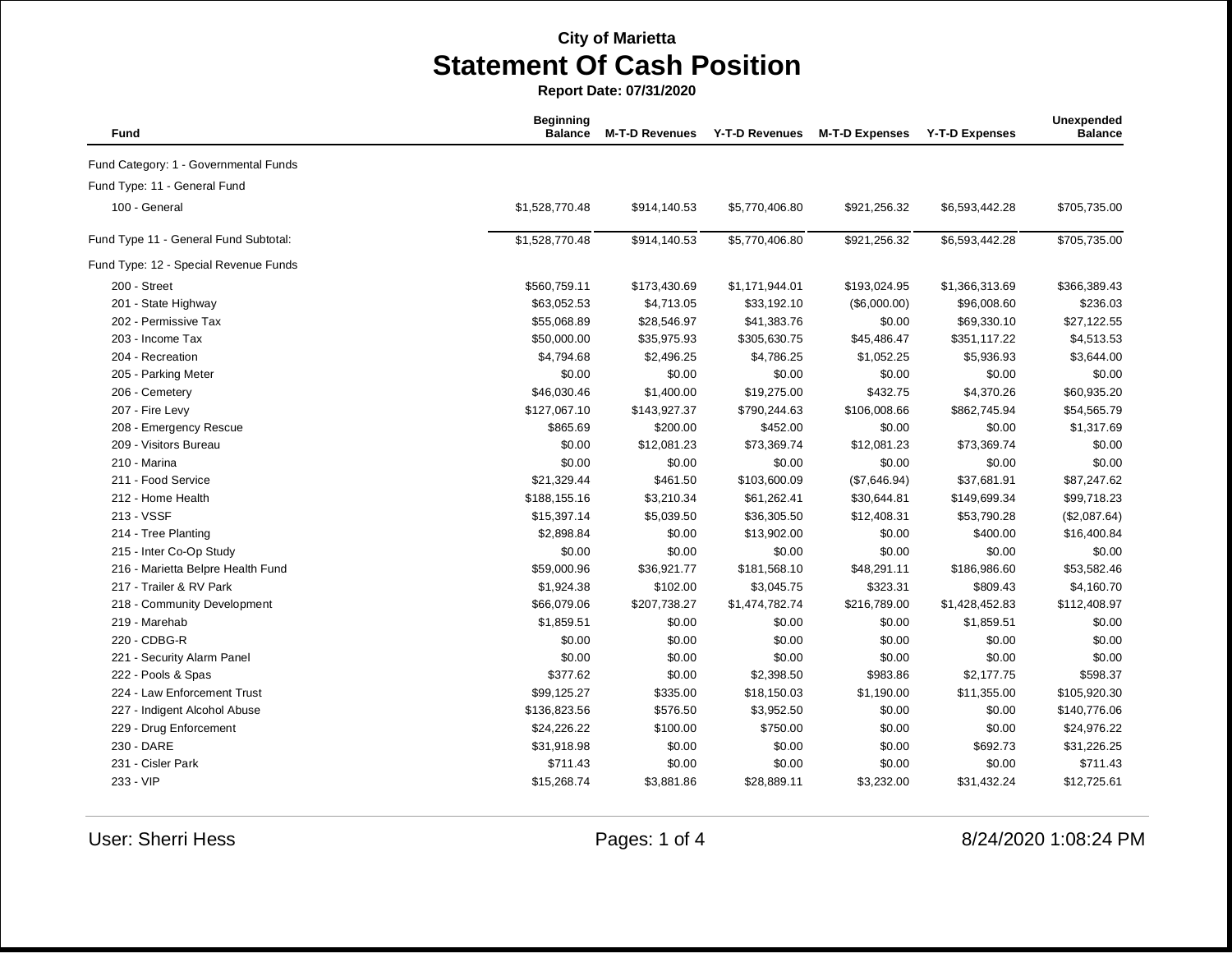**City of Marietta**

# Statement Of Cash Position

**Report Date: 07/31/2020**

| Fund | Beginning Balance | M-T-D Revenues | Y-T-D Revenues | M-T-D Expenses | Y-T-D Expenses | Unexpended Balance |
|---|---|---|---|---|---|---|
| Fund Category: 1 - Governmental Funds | | | | | | |
| Fund Type: 11 - General Fund | | | | | | |
| 100 - General | $1,528,770.48 | $914,140.53 | $5,770,406.80 | $921,256.32 | $6,593,442.28 | $705,735.00 |
| Fund Type 11 - General Fund Subtotal: | $1,528,770.48 | $914,140.53 | $5,770,406.80 | $921,256.32 | $6,593,442.28 | $705,735.00 |
| Fund Type: 12 - Special Revenue Funds | | | | | | |
| 200 - Street | $560,759.11 | $173,430.69 | $1,171,944.01 | $193,024.95 | $1,366,313.69 | $366,389.43 |
| 201 - State Highway | $63,052.53 | $4,713.05 | $33,192.10 | ($6,000.00) | $96,008.60 | $236.03 |
| 202 - Permissive Tax | $55,068.89 | $28,546.97 | $41,383.76 | $0.00 | $69,330.10 | $27,122.55 |
| 203 - Income Tax | $50,000.00 | $35,975.93 | $305,630.75 | $45,486.47 | $351,117.22 | $4,513.53 |
| 204 - Recreation | $4,794.68 | $2,496.25 | $4,786.25 | $1,052.25 | $5,936.93 | $3,644.00 |
| 205 - Parking Meter | $0.00 | $0.00 | $0.00 | $0.00 | $0.00 | $0.00 |
| 206 - Cemetery | $46,030.46 | $1,400.00 | $19,275.00 | $432.75 | $4,370.26 | $60,935.20 |
| 207 - Fire Levy | $127,067.10 | $143,927.37 | $790,244.63 | $106,008.66 | $862,745.94 | $54,565.79 |
| 208 - Emergency Rescue | $865.69 | $200.00 | $452.00 | $0.00 | $0.00 | $1,317.69 |
| 209 - Visitors Bureau | $0.00 | $12,081.23 | $73,369.74 | $12,081.23 | $73,369.74 | $0.00 |
| 210 - Marina | $0.00 | $0.00 | $0.00 | $0.00 | $0.00 | $0.00 |
| 211 - Food Service | $21,329.44 | $461.50 | $103,600.09 | ($7,646.94) | $37,681.91 | $87,247.62 |
| 212 - Home Health | $188,155.16 | $3,210.34 | $61,262.41 | $30,644.81 | $149,699.34 | $99,718.23 |
| 213 - VSSF | $15,397.14 | $5,039.50 | $36,305.50 | $12,408.31 | $53,790.28 | ($2,087.64) |
| 214 - Tree Planting | $2,898.84 | $0.00 | $13,902.00 | $0.00 | $400.00 | $16,400.84 |
| 215 - Inter Co-Op Study | $0.00 | $0.00 | $0.00 | $0.00 | $0.00 | $0.00 |
| 216 - Marietta Belpre Health Fund | $59,000.96 | $36,921.77 | $181,568.10 | $48,291.11 | $186,986.60 | $53,582.46 |
| 217 - Trailer & RV Park | $1,924.38 | $102.00 | $3,045.75 | $323.31 | $809.43 | $4,160.70 |
| 218 - Community Development | $66,079.06 | $207,738.27 | $1,474,782.74 | $216,789.00 | $1,428,452.83 | $112,408.97 |
| 219 - Marehab | $1,859.51 | $0.00 | $0.00 | $0.00 | $1,859.51 | $0.00 |
| 220 - CDBG-R | $0.00 | $0.00 | $0.00 | $0.00 | $0.00 | $0.00 |
| 221 - Security Alarm Panel | $0.00 | $0.00 | $0.00 | $0.00 | $0.00 | $0.00 |
| 222 - Pools & Spas | $377.62 | $0.00 | $2,398.50 | $983.86 | $2,177.75 | $598.37 |
| 224 - Law Enforcement Trust | $99,125.27 | $335.00 | $18,150.03 | $1,190.00 | $11,355.00 | $105,920.30 |
| 227 - Indigent Alcohol Abuse | $136,823.56 | $576.50 | $3,952.50 | $0.00 | $0.00 | $140,776.06 |
| 229 - Drug Enforcement | $24,226.22 | $100.00 | $750.00 | $0.00 | $0.00 | $24,976.22 |
| 230 - DARE | $31,918.98 | $0.00 | $0.00 | $0.00 | $692.73 | $31,226.25 |
| 231 - Cisler Park | $711.43 | $0.00 | $0.00 | $0.00 | $0.00 | $711.43 |
| 233 - VIP | $15,268.74 | $3,881.86 | $28,889.11 | $3,232.00 | $31,432.24 | $12,725.61 |

User: Sherri Hess

8/24/2020 1:08:24 PM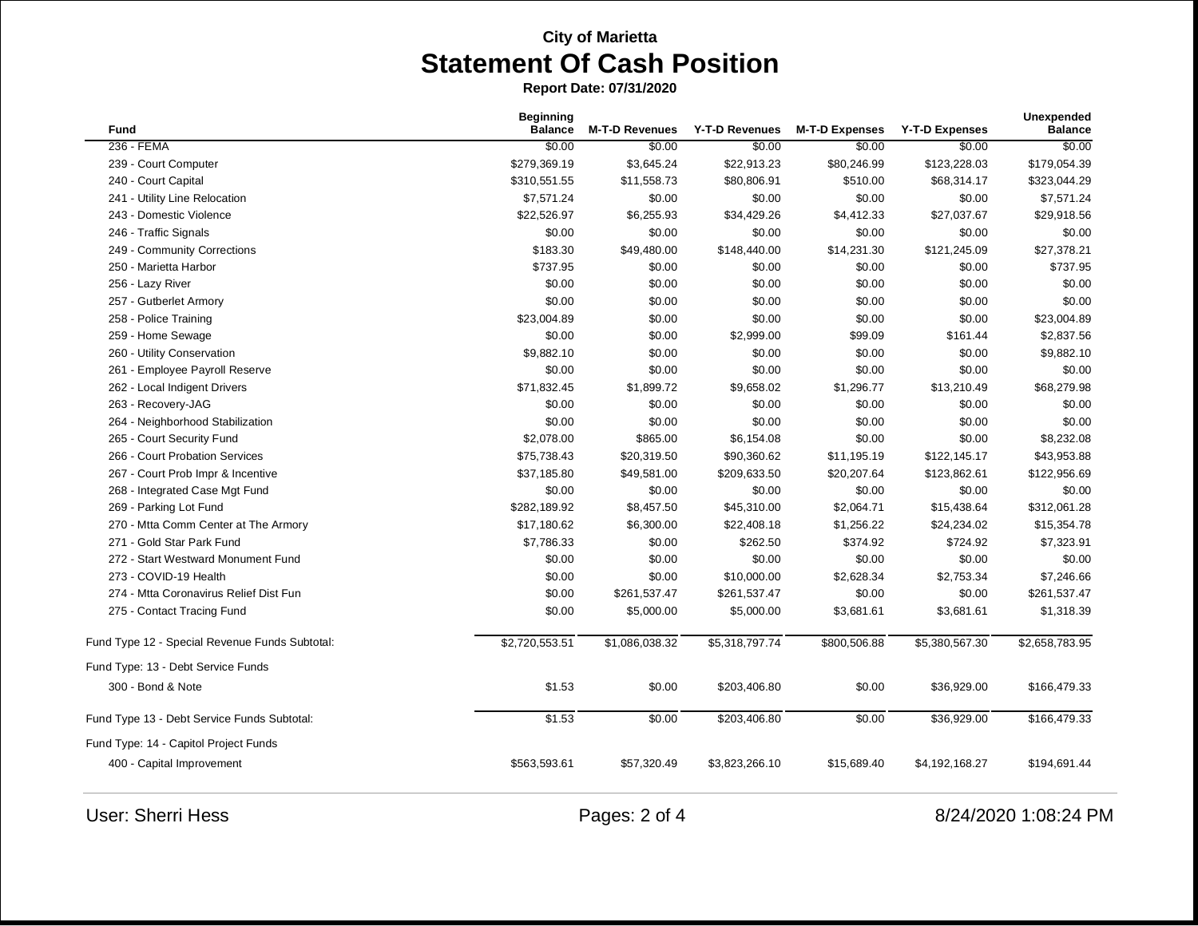**City of Marietta**

# Statement Of Cash Position

**Report Date: 07/31/2020**

| Fund | Beginning Balance | M-T-D Revenues | Y-T-D Revenues | M-T-D Expenses | Y-T-D Expenses | Unexpended Balance |
|---|---|---|---|---|---|---|
| 236 - FEMA | $0.00 | $0.00 | $0.00 | $0.00 | $0.00 | $0.00 |
| 239 - Court Computer | $279,369.19 | $3,645.24 | $22,913.23 | $80,246.99 | $123,228.03 | $179,054.39 |
| 240 - Court Capital | $310,551.55 | $11,558.73 | $80,806.91 | $510.00 | $68,314.17 | $323,044.29 |
| 241 - Utility Line Relocation | $7,571.24 | $0.00 | $0.00 | $0.00 | $0.00 | $7,571.24 |
| 243 - Domestic Violence | $22,526.97 | $6,255.93 | $34,429.26 | $4,412.33 | $27,037.67 | $29,918.56 |
| 246 - Traffic Signals | $0.00 | $0.00 | $0.00 | $0.00 | $0.00 | $0.00 |
| 249 - Community Corrections | $183.30 | $49,480.00 | $148,440.00 | $14,231.30 | $121,245.09 | $27,378.21 |
| 250 - Marietta Harbor | $737.95 | $0.00 | $0.00 | $0.00 | $0.00 | $737.95 |
| 256 - Lazy River | $0.00 | $0.00 | $0.00 | $0.00 | $0.00 | $0.00 |
| 257 - Gutberlet Armory | $0.00 | $0.00 | $0.00 | $0.00 | $0.00 | $0.00 |
| 258 - Police Training | $23,004.89 | $0.00 | $0.00 | $0.00 | $0.00 | $23,004.89 |
| 259 - Home Sewage | $0.00 | $0.00 | $2,999.00 | $99.09 | $161.44 | $2,837.56 |
| 260 - Utility Conservation | $9,882.10 | $0.00 | $0.00 | $0.00 | $0.00 | $9,882.10 |
| 261 - Employee Payroll Reserve | $0.00 | $0.00 | $0.00 | $0.00 | $0.00 | $0.00 |
| 262 - Local Indigent Drivers | $71,832.45 | $1,899.72 | $9,658.02 | $1,296.77 | $13,210.49 | $68,279.98 |
| 263 - Recovery-JAG | $0.00 | $0.00 | $0.00 | $0.00 | $0.00 | $0.00 |
| 264 - Neighborhood Stabilization | $0.00 | $0.00 | $0.00 | $0.00 | $0.00 | $0.00 |
| 265 - Court Security Fund | $2,078.00 | $865.00 | $6,154.08 | $0.00 | $0.00 | $8,232.08 |
| 266 - Court Probation Services | $75,738.43 | $20,319.50 | $90,360.62 | $11,195.19 | $122,145.17 | $43,953.88 |
| 267 - Court Prob Impr & Incentive | $37,185.80 | $49,581.00 | $209,633.50 | $20,207.64 | $123,862.61 | $122,956.69 |
| 268 - Integrated Case Mgt Fund | $0.00 | $0.00 | $0.00 | $0.00 | $0.00 | $0.00 |
| 269 - Parking Lot Fund | $282,189.92 | $8,457.50 | $45,310.00 | $2,064.71 | $15,438.64 | $312,061.28 |
| 270 - Mtta Comm Center at The Armory | $17,180.62 | $6,300.00 | $22,408.18 | $1,256.22 | $24,234.02 | $15,354.78 |
| 271 - Gold Star Park Fund | $7,786.33 | $0.00 | $262.50 | $374.92 | $724.92 | $7,323.91 |
| 272 - Start Westward Monument Fund | $0.00 | $0.00 | $0.00 | $0.00 | $0.00 | $0.00 |
| 273 - COVID-19 Health | $0.00 | $0.00 | $10,000.00 | $2,628.34 | $2,753.34 | $7,246.66 |
| 274 - Mtta Coronavirus Relief Dist Fun | $0.00 | $261,537.47 | $261,537.47 | $0.00 | $0.00 | $261,537.47 |
| 275 - Contact Tracing Fund | $0.00 | $5,000.00 | $5,000.00 | $3,681.61 | $3,681.61 | $1,318.39 |
| Fund Type 12 - Special Revenue Funds Subtotal: | $2,720,553.51 | $1,086,038.32 | $5,318,797.74 | $800,506.88 | $5,380,567.30 | $2,658,783.95 |
| Fund Type: 13 - Debt Service Funds | | | | | | |
| 300 - Bond & Note | $1.53 | $0.00 | $203,406.80 | $0.00 | $36,929.00 | $166,479.33 |
| Fund Type 13 - Debt Service Funds Subtotal: | $1.53 | $0.00 | $203,406.80 | $0.00 | $36,929.00 | $166,479.33 |
| Fund Type: 14 - Capitol Project Funds | | | | | | |
| 400 - Capital Improvement | $563,593.61 | $57,320.49 | $3,823,266.10 | $15,689.40 | $4,192,168.27 | $194,691.44 |

User: Sherri Hess

8/24/2020 1:08:24 PM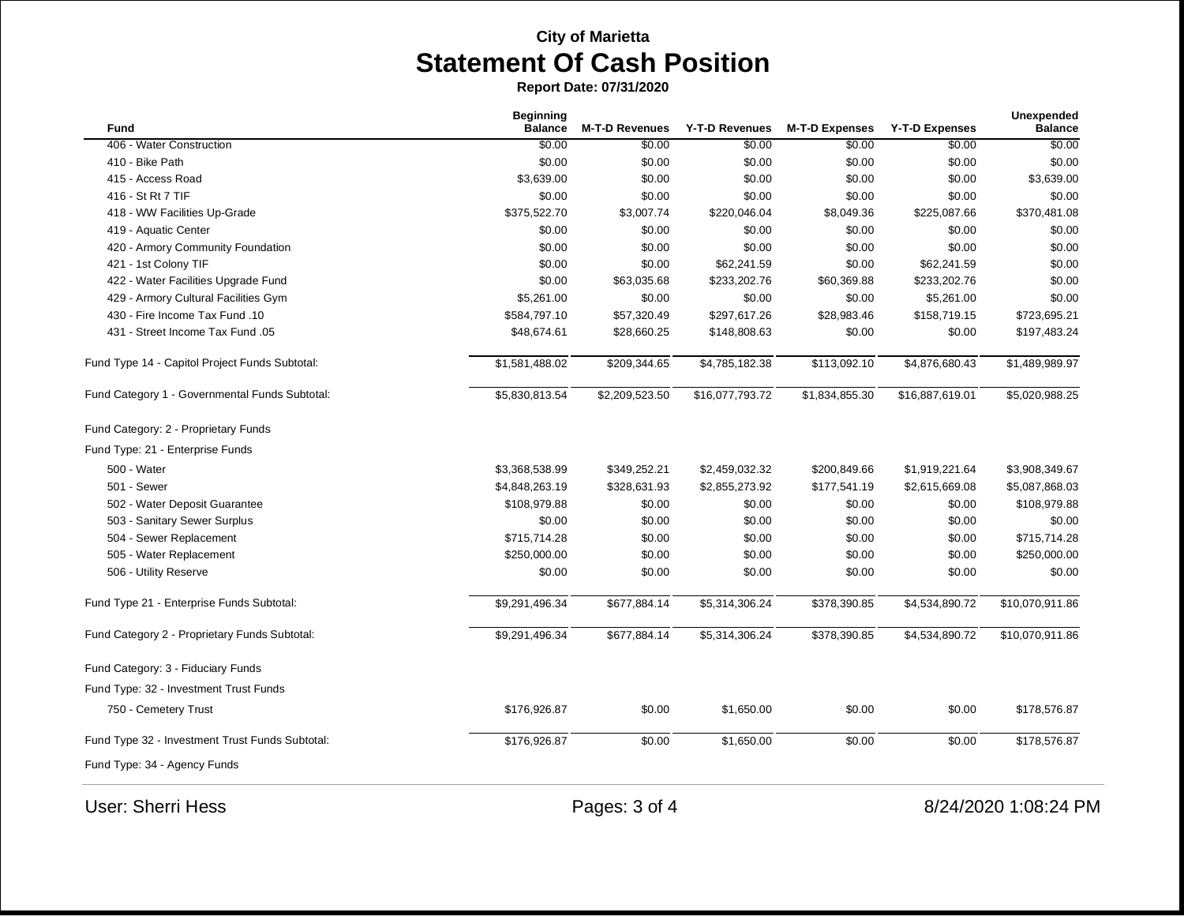# City of Marietta

## Statement Of Cash Position

**Report Date: 07/31/2020**

| Fund | Beginning Balance | M-T-D Revenues | Y-T-D Revenues | M-T-D Expenses | Y-T-D Expenses | Unexpended Balance |
|---|---|---|---|---|---|---|
| 406 - Water Construction | $0.00 | $0.00 | $0.00 | $0.00 | $0.00 | $0.00 |
| 410 - Bike Path | $0.00 | $0.00 | $0.00 | $0.00 | $0.00 | $0.00 |
| 415 - Access Road | $3,639.00 | $0.00 | $0.00 | $0.00 | $0.00 | $3,639.00 |
| 416 - St Rt 7 TIF | $0.00 | $0.00 | $0.00 | $0.00 | $0.00 | $0.00 |
| 418 - WW Facilities Up-Grade | $375,522.70 | $3,007.74 | $220,046.04 | $8,049.36 | $225,087.66 | $370,481.08 |
| 419 - Aquatic Center | $0.00 | $0.00 | $0.00 | $0.00 | $0.00 | $0.00 |
| 420 - Armory Community Foundation | $0.00 | $0.00 | $0.00 | $0.00 | $0.00 | $0.00 |
| 421 - 1st Colony TIF | $0.00 | $0.00 | $62,241.59 | $0.00 | $62,241.59 | $0.00 |
| 422 - Water Facilities Upgrade Fund | $0.00 | $63,035.68 | $233,202.76 | $60,369.88 | $233,202.76 | $0.00 |
| 429 - Armory Cultural Facilities Gym | $5,261.00 | $0.00 | $0.00 | $0.00 | $5,261.00 | $0.00 |
| 430 - Fire Income Tax Fund .10 | $584,797.10 | $57,320.49 | $297,617.26 | $28,983.46 | $158,719.15 | $723,695.21 |
| 431 - Street Income Tax Fund .05 | $48,674.61 | $28,660.25 | $148,808.63 | $0.00 | $0.00 | $197,483.24 |
| Fund Type 14 - Capitol Project Funds Subtotal: | $1,581,488.02 | $209,344.65 | $4,785,182.38 | $113,092.10 | $4,876,680.43 | $1,489,989.97 |
| Fund Category 1 - Governmental Funds Subtotal: | $5,830,813.54 | $2,209,523.50 | $16,077,793.72 | $1,834,855.30 | $16,887,619.01 | $5,020,988.25 |
| Fund Category: 2 - Proprietary Funds | | | | | | |
| Fund Type: 21 - Enterprise Funds | | | | | | |
| 500 - Water | $3,368,538.99 | $349,252.21 | $2,459,032.32 | $200,849.66 | $1,919,221.64 | $3,908,349.67 |
| 501 - Sewer | $4,848,263.19 | $328,631.93 | $2,855,273.92 | $177,541.19 | $2,615,669.08 | $5,087,868.03 |
| 502 - Water Deposit Guarantee | $108,979.88 | $0.00 | $0.00 | $0.00 | $0.00 | $108,979.88 |
| 503 - Sanitary Sewer Surplus | $0.00 | $0.00 | $0.00 | $0.00 | $0.00 | $0.00 |
| 504 - Sewer Replacement | $715,714.28 | $0.00 | $0.00 | $0.00 | $0.00 | $715,714.28 |
| 505 - Water Replacement | $250,000.00 | $0.00 | $0.00 | $0.00 | $0.00 | $250,000.00 |
| 506 - Utility Reserve | $0.00 | $0.00 | $0.00 | $0.00 | $0.00 | $0.00 |
| Fund Type 21 - Enterprise Funds Subtotal: | $9,291,496.34 | $677,884.14 | $5,314,306.24 | $378,390.85 | $4,534,890.72 | $10,070,911.86 |
| Fund Category 2 - Proprietary Funds Subtotal: | $9,291,496.34 | $677,884.14 | $5,314,306.24 | $378,390.85 | $4,534,890.72 | $10,070,911.86 |
| Fund Category: 3 - Fiduciary Funds | | | | | | |
| Fund Type: 32 - Investment Trust Funds | | | | | | |
| 750 - Cemetery Trust | $176,926.87 | $0.00 | $1,650.00 | $0.00 | $0.00 | $178,576.87 |
| Fund Type 32 - Investment Trust Funds Subtotal: | $176,926.87 | $0.00 | $1,650.00 | $0.00 | $0.00 | $178,576.87 |
| Fund Type: 34 - Agency Funds | | | | | | |

User: Sherri Hess

8/24/2020 1:08:24 PM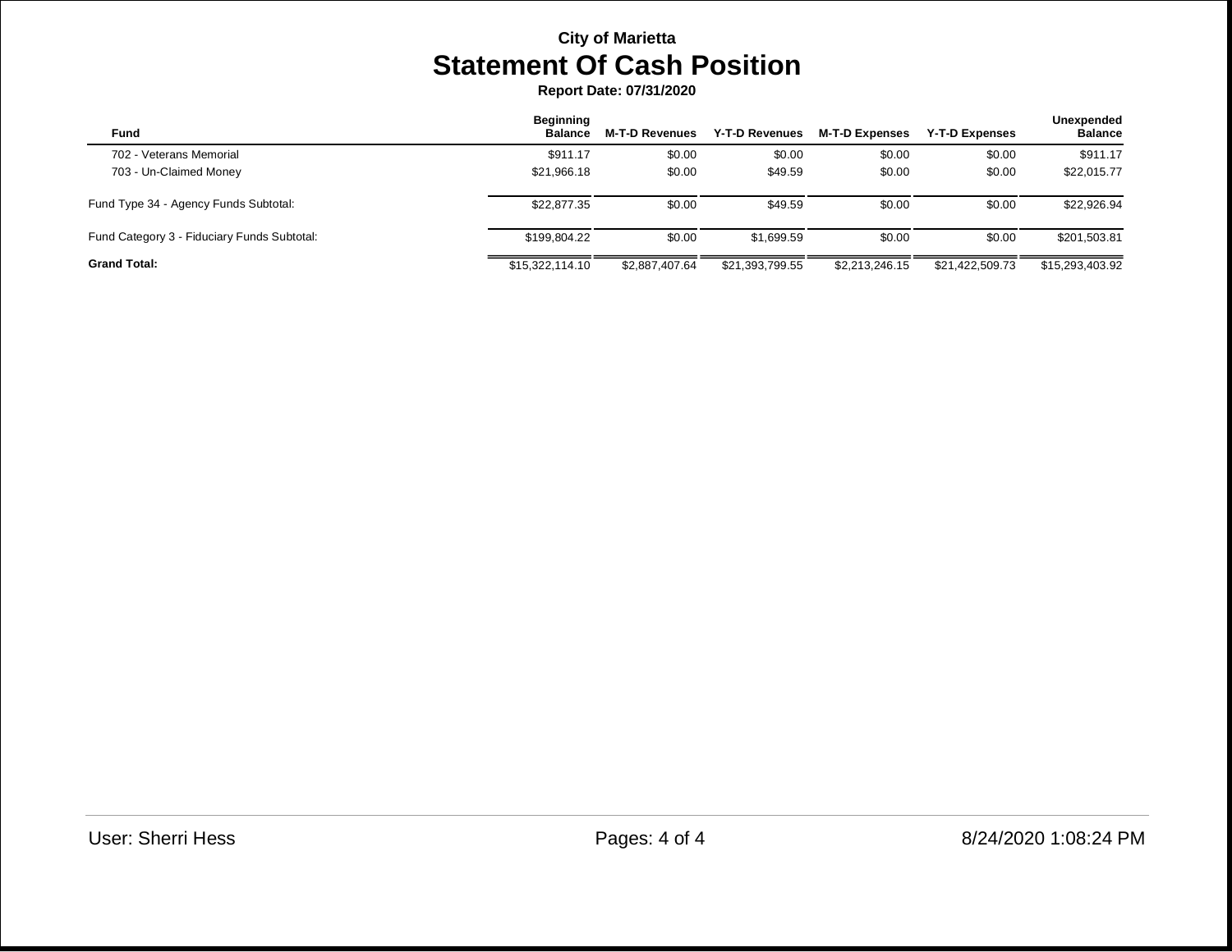City of Marietta

# Statement Of Cash Position

**Report Date: 07/31/2020**

| Fund | Beginning Balance | M-T-D Revenues | Y-T-D Revenues | M-T-D Expenses | Y-T-D Expenses | Unexpended Balance |
|---|---|---|---|---|---|---|
| 702 - Veterans Memorial | $911.17 | $0.00 | $0.00 | $0.00 | $0.00 | $911.17 |
| 703 - Un-Claimed Money | $21,966.18 | $0.00 | $49.59 | $0.00 | $0.00 | $22,015.77 |
| Fund Type 34 - Agency Funds Subtotal: | $22,877.35 | $0.00 | $49.59 | $0.00 | $0.00 | $22,926.94 |
| Fund Category 3 - Fiduciary Funds Subtotal: | $199,804.22 | $0.00 | $1,699.59 | $0.00 | $0.00 | $201,503.81 |
| **Grand Total:** | $15,322,114.10 | $2,887,407.64 | $21,393,799.55 | $2,213,246.15 | $21,422,509.73 | $15,293,403.92 |

User: Sherri Hess

8/24/2020 1:08:24 PM